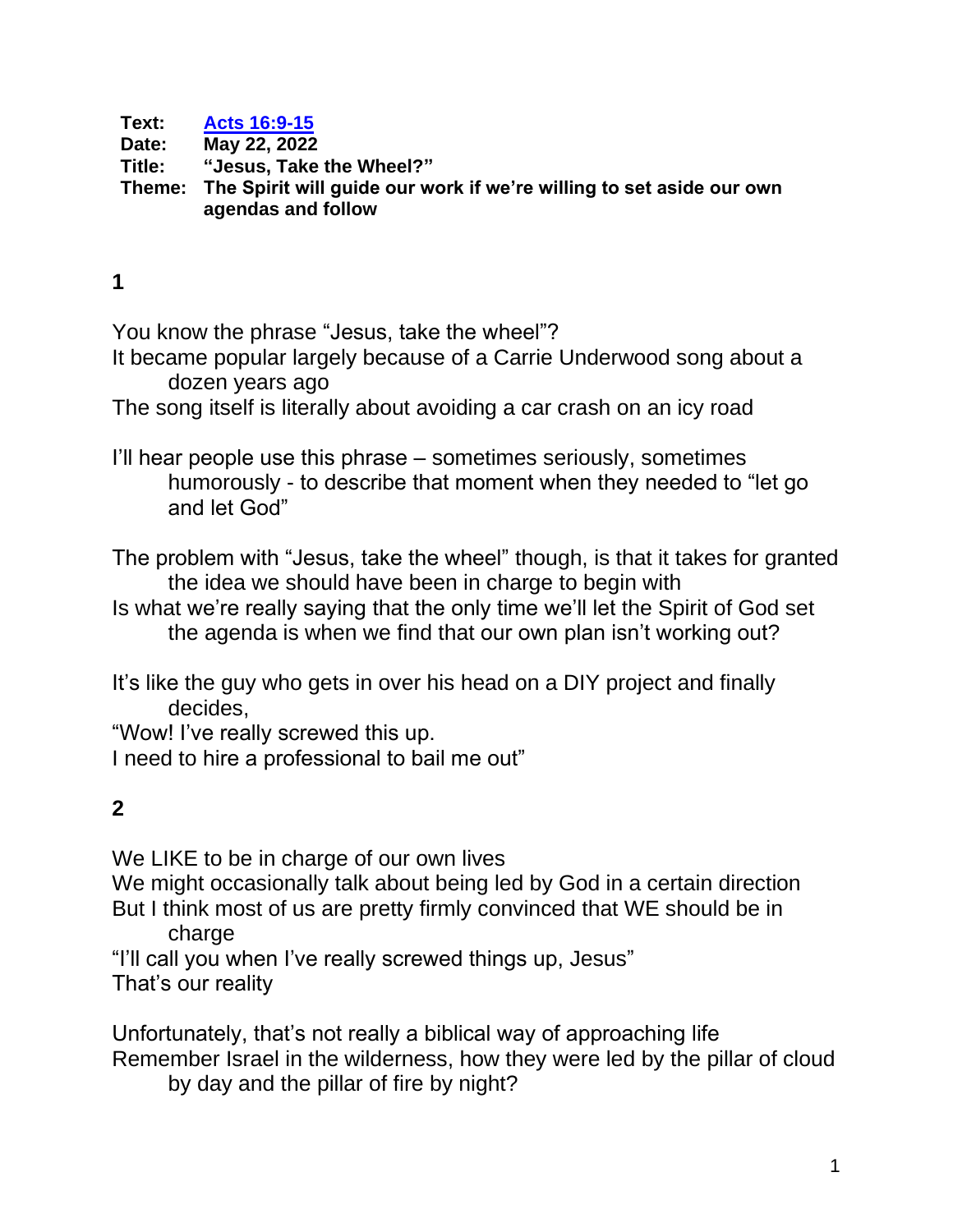**Text:** [Acts 16:9-15]

**Date:** May 22, 2022

**Title:** "Jesus, Take the Wheel?"

**Theme:** The Spirit will guide our work if we're willing to set aside our own agendas and follow

## 1

You know the phrase "Jesus, take the wheel"?
It became popular largely because of a Carrie Underwood song about a dozen years ago
The song itself is literally about avoiding a car crash on an icy road

I'll hear people use this phrase – sometimes seriously, sometimes humorously - to describe that moment when they needed to "let go and let God"

The problem with "Jesus, take the wheel" though, is that it takes for granted the idea we should have been in charge to begin with
Is what we're really saying that the only time we'll let the Spirit of God set the agenda is when we find that our own plan isn't working out?

It's like the guy who gets in over his head on a DIY project and finally decides,
"Wow! I've really screwed this up.
I need to hire a professional to bail me out"

## 2

We LIKE to be in charge of our own lives
We might occasionally talk about being led by God in a certain direction
But I think most of us are pretty firmly convinced that WE should be in charge
"I'll call you when I've really screwed things up, Jesus"
That's our reality

Unfortunately, that's not really a biblical way of approaching life
Remember Israel in the wilderness, how they were led by the pillar of cloud by day and the pillar of fire by night?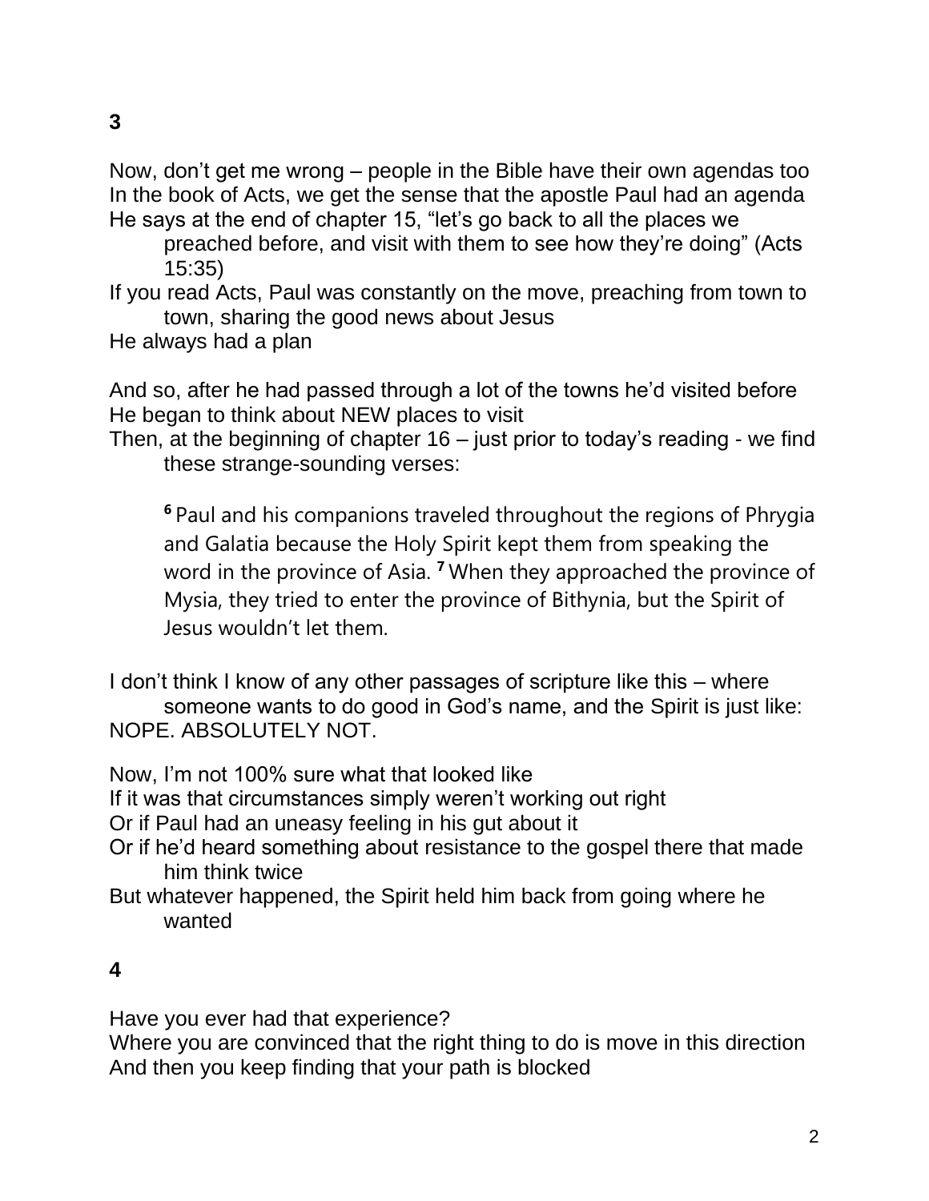**3**

Now, don't get me wrong – people in the Bible have their own agendas too
In the book of Acts, we get the sense that the apostle Paul had an agenda
He says at the end of chapter 15, "let's go back to all the places we preached before, and visit with them to see how they're doing" (Acts 15:35)
If you read Acts, Paul was constantly on the move, preaching from town to town, sharing the good news about Jesus
He always had a plan

And so, after he had passed through a lot of the towns he'd visited before
He began to think about NEW places to visit
Then, at the beginning of chapter 16 – just prior to today's reading - we find these strange-sounding verses:

> **6** Paul and his companions traveled throughout the regions of Phrygia and Galatia because the Holy Spirit kept them from speaking the word in the province of Asia. **7** When they approached the province of Mysia, they tried to enter the province of Bithynia, but the Spirit of Jesus wouldn't let them.

I don't think I know of any other passages of scripture like this – where someone wants to do good in God's name, and the Spirit is just like:
NOPE. ABSOLUTELY NOT.

Now, I'm not 100% sure what that looked like
If it was that circumstances simply weren't working out right
Or if Paul had an uneasy feeling in his gut about it
Or if he'd heard something about resistance to the gospel there that made him think twice
But whatever happened, the Spirit held him back from going where he wanted

**4**

Have you ever had that experience?
Where you are convinced that the right thing to do is move in this direction
And then you keep finding that your path is blocked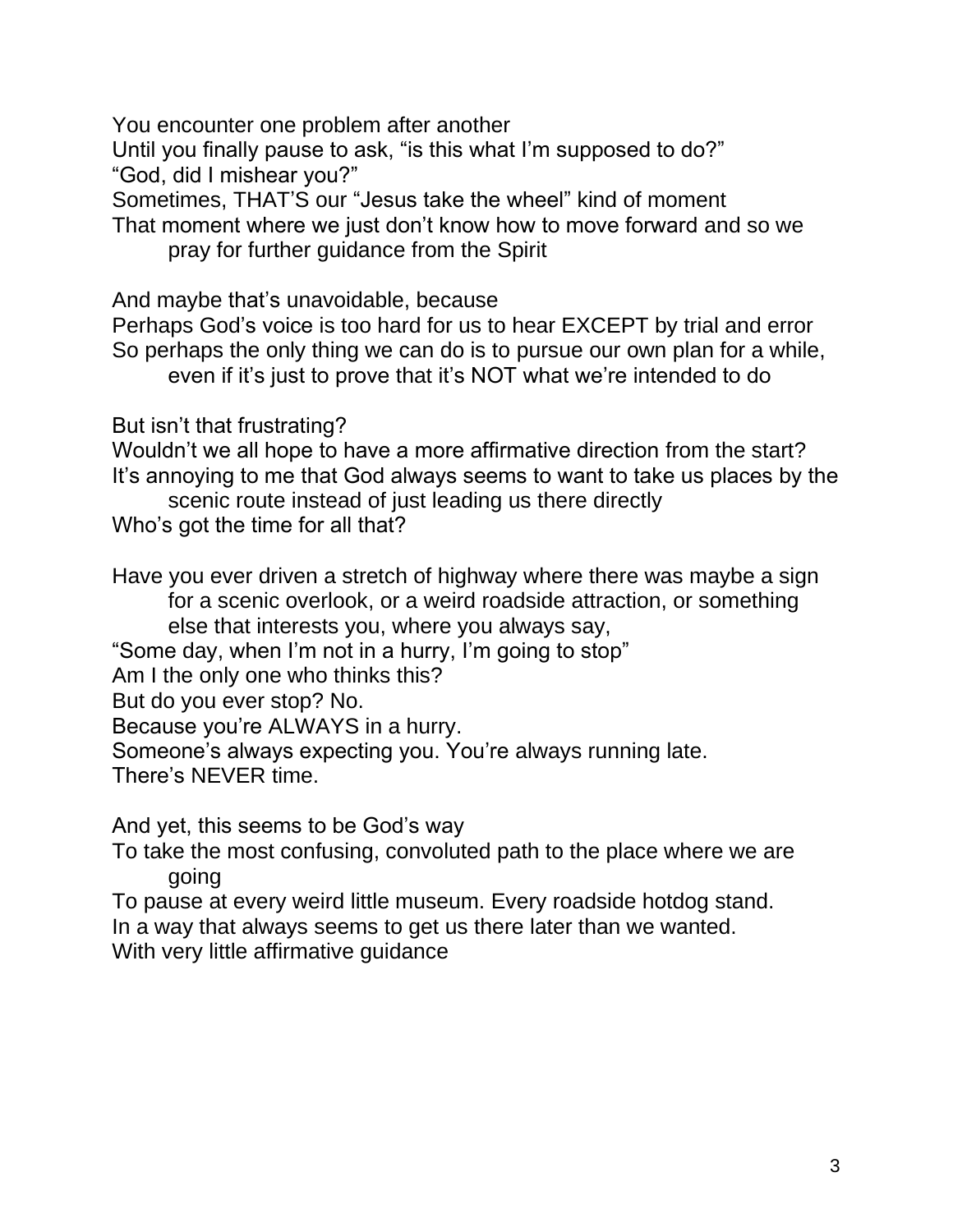You encounter one problem after another
Until you finally pause to ask, "is this what I'm supposed to do?"
"God, did I mishear you?"
Sometimes, THAT'S our "Jesus take the wheel" kind of moment
That moment where we just don't know how to move forward and so we pray for further guidance from the Spirit

And maybe that's unavoidable, because
Perhaps God's voice is too hard for us to hear EXCEPT by trial and error
So perhaps the only thing we can do is to pursue our own plan for a while, even if it's just to prove that it's NOT what we're intended to do

But isn't that frustrating?
Wouldn't we all hope to have a more affirmative direction from the start?
It's annoying to me that God always seems to want to take us places by the scenic route instead of just leading us there directly
Who's got the time for all that?

Have you ever driven a stretch of highway where there was maybe a sign for a scenic overlook, or a weird roadside attraction, or something else that interests you, where you always say,
"Some day, when I'm not in a hurry, I'm going to stop"
Am I the only one who thinks this?
But do you ever stop? No.
Because you're ALWAYS in a hurry.
Someone's always expecting you. You're always running late.
There's NEVER time.

And yet, this seems to be God's way
To take the most confusing, convoluted path to the place where we are going
To pause at every weird little museum. Every roadside hotdog stand.
In a way that always seems to get us there later than we wanted.
With very little affirmative guidance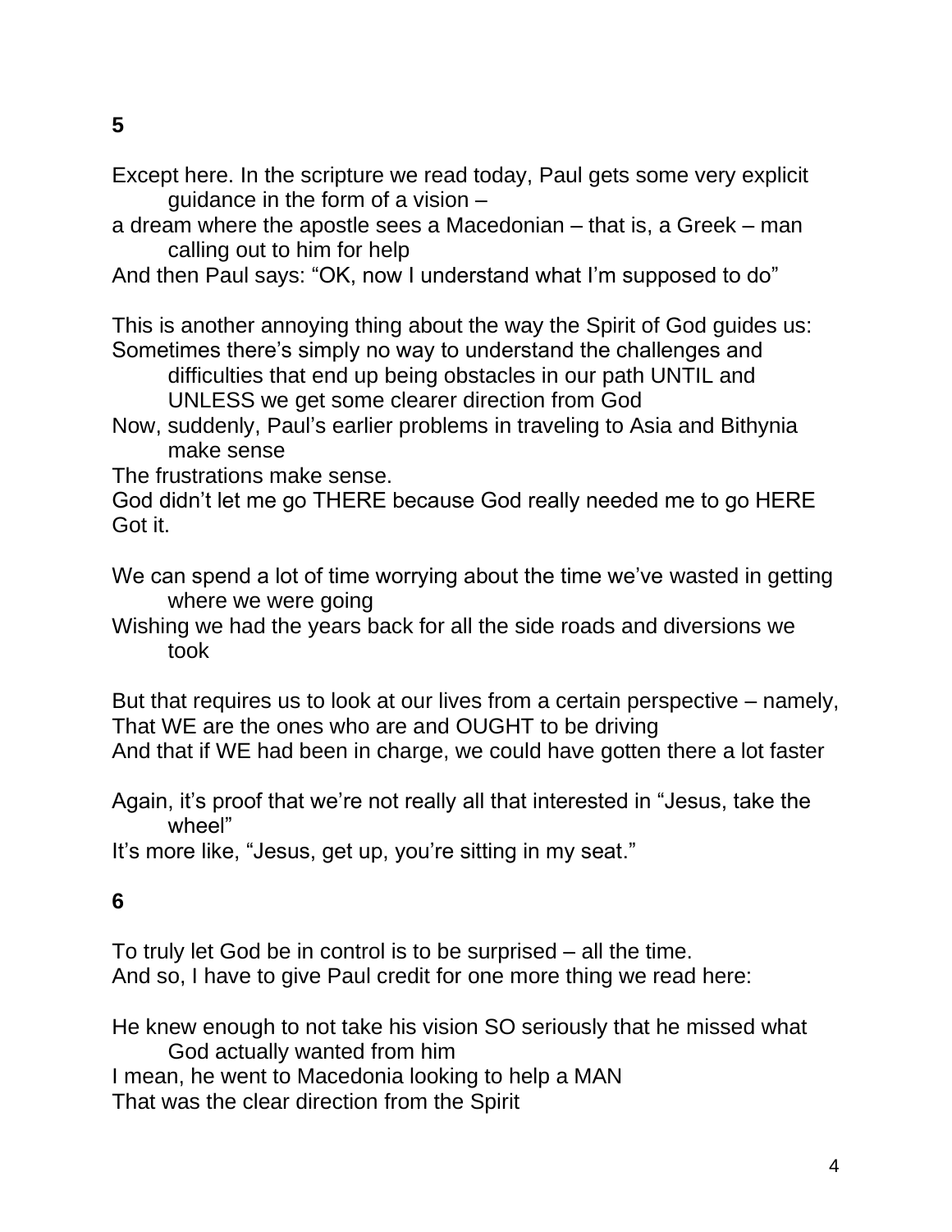**5**

Except here. In the scripture we read today, Paul gets some very explicit guidance in the form of a vision –
a dream where the apostle sees a Macedonian – that is, a Greek – man calling out to him for help
And then Paul says: "OK, now I understand what I'm supposed to do"

This is another annoying thing about the way the Spirit of God guides us:
Sometimes there's simply no way to understand the challenges and difficulties that end up being obstacles in our path UNTIL and UNLESS we get some clearer direction from God
Now, suddenly, Paul's earlier problems in traveling to Asia and Bithynia make sense
The frustrations make sense.
God didn't let me go THERE because God really needed me to go HERE
Got it.

We can spend a lot of time worrying about the time we've wasted in getting where we were going
Wishing we had the years back for all the side roads and diversions we took

But that requires us to look at our lives from a certain perspective – namely,
That WE are the ones who are and OUGHT to be driving
And that if WE had been in charge, we could have gotten there a lot faster

Again, it's proof that we're not really all that interested in "Jesus, take the wheel"
It's more like, "Jesus, get up, you're sitting in my seat."

**6**

To truly let God be in control is to be surprised – all the time.
And so, I have to give Paul credit for one more thing we read here:

He knew enough to not take his vision SO seriously that he missed what God actually wanted from him
I mean, he went to Macedonia looking to help a MAN
That was the clear direction from the Spirit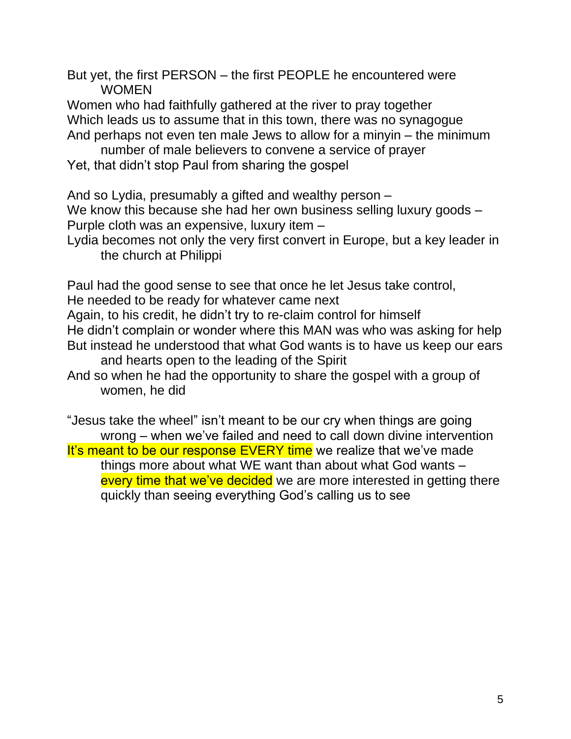But yet, the first PERSON – the first PEOPLE he encountered were WOMEN
Women who had faithfully gathered at the river to pray together
Which leads us to assume that in this town, there was no synagogue
And perhaps not even ten male Jews to allow for a minyin – the minimum number of male believers to convene a service of prayer
Yet, that didn't stop Paul from sharing the gospel

And so Lydia, presumably a gifted and wealthy person –
We know this because she had her own business selling luxury goods –
Purple cloth was an expensive, luxury item –
Lydia becomes not only the very first convert in Europe, but a key leader in the church at Philippi

Paul had the good sense to see that once he let Jesus take control,
He needed to be ready for whatever came next
Again, to his credit, he didn't try to re-claim control for himself
He didn't complain or wonder where this MAN was who was asking for help
But instead he understood that what God wants is to have us keep our ears and hearts open to the leading of the Spirit
And so when he had the opportunity to share the gospel with a group of women, he did

"Jesus take the wheel" isn't meant to be our cry when things are going wrong – when we've failed and need to call down divine intervention
It's meant to be our response EVERY time we realize that we've made things more about what WE want than about what God wants – every time that we've decided we are more interested in getting there quickly than seeing everything God's calling us to see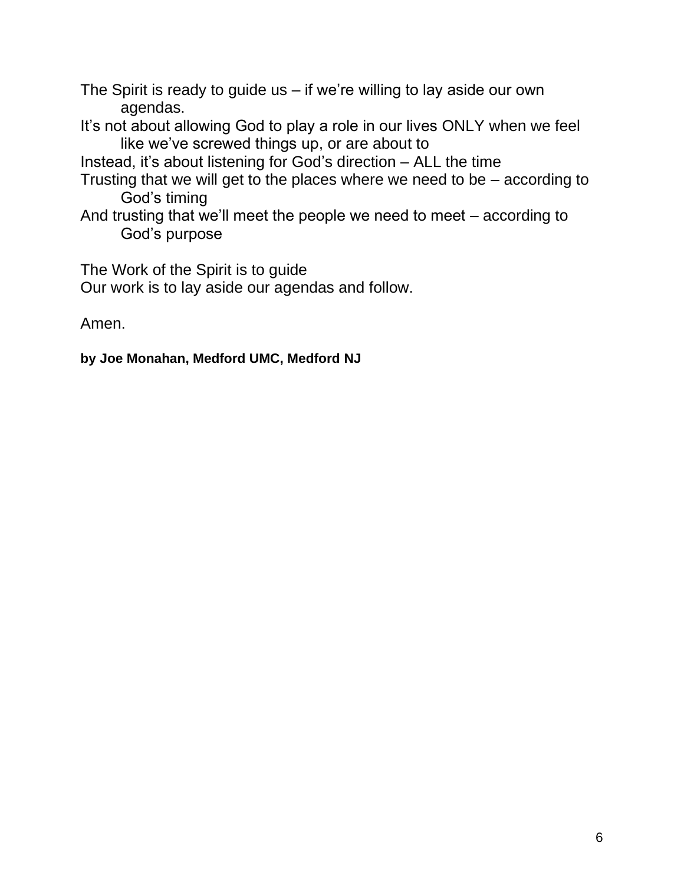The Spirit is ready to guide us – if we're willing to lay aside our own agendas.

It's not about allowing God to play a role in our lives ONLY when we feel like we've screwed things up, or are about to

Instead, it's about listening for God's direction – ALL the time

Trusting that we will get to the places where we need to be – according to God's timing

And trusting that we'll meet the people we need to meet – according to God's purpose

The Work of the Spirit is to guide
Our work is to lay aside our agendas and follow.

Amen.

**by Joe Monahan, Medford UMC, Medford NJ**